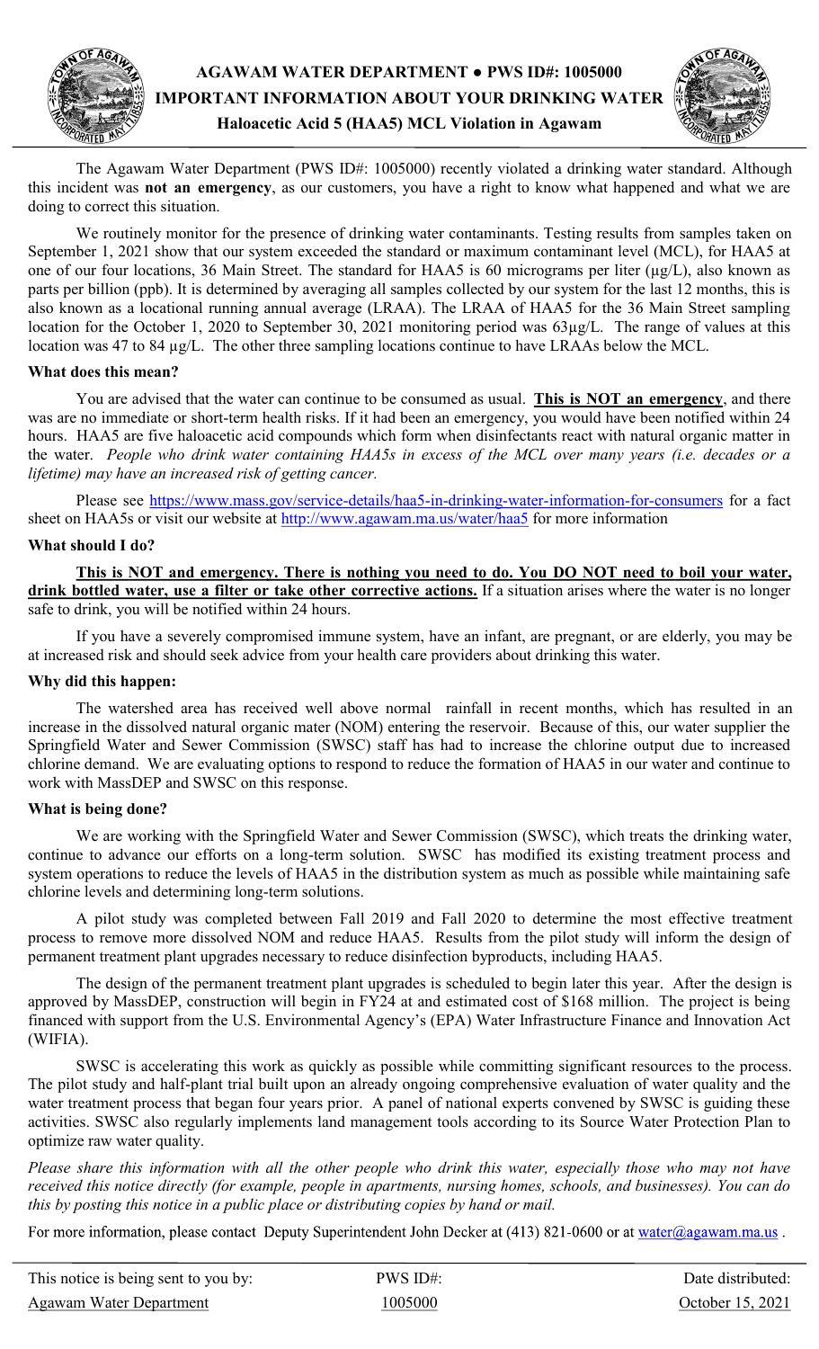# AGAWAM WATER DEPARTMENT ● PWS ID#: 1005000

## IMPORTANT INFORMATION ABOUT YOUR DRINKING WATER

### Haloacetic Acid 5 (HAA5) MCL Violation in Agawam

The Agawam Water Department (PWS ID#: 1005000) recently violated a drinking water standard. Although this incident was **not an emergency**, as our customers, you have a right to know what happened and what we are doing to correct this situation.

We routinely monitor for the presence of drinking water contaminants. Testing results from samples taken on September 1, 2021 show that our system exceeded the standard or maximum contaminant level (MCL), for HAA5 at one of our four locations, 36 Main Street. The standard for HAA5 is 60 micrograms per liter (µg/L), also known as parts per billion (ppb). It is determined by averaging all samples collected by our system for the last 12 months, this is also known as a locational running annual average (LRAA). The LRAA of HAA5 for the 36 Main Street sampling location for the October 1, 2020 to September 30, 2021 monitoring period was 63µg/L. The range of values at this location was 47 to 84 µg/L. The other three sampling locations continue to have LRAAs below the MCL.

**What does this mean?**

You are advised that the water can continue to be consumed as usual. **This is NOT an emergency**, and there was are no immediate or short-term health risks. If it had been an emergency, you would have been notified within 24 hours. HAA5 are five haloacetic acid compounds which form when disinfectants react with natural organic matter in the water. *People who drink water containing HAA5s in excess of the MCL over many years (i.e. decades or a lifetime) may have an increased risk of getting cancer.*

Please see https://www.mass.gov/service-details/haa5-in-drinking-water-information-for-consumers for a fact sheet on HAA5s or visit our website at http://www.agawam.ma.us/water/haa5 for more information

**What should I do?**

**This is NOT and emergency. There is nothing you need to do. You DO NOT need to boil your water, drink bottled water, use a filter or take other corrective actions.** If a situation arises where the water is no longer safe to drink, you will be notified within 24 hours.

If you have a severely compromised immune system, have an infant, are pregnant, or are elderly, you may be at increased risk and should seek advice from your health care providers about drinking this water.

**Why did this happen:**

The watershed area has received well above normal rainfall in recent months, which has resulted in an increase in the dissolved natural organic mater (NOM) entering the reservoir. Because of this, our water supplier the Springfield Water and Sewer Commission (SWSC) staff has had to increase the chlorine output due to increased chlorine demand. We are evaluating options to respond to reduce the formation of HAA5 in our water and continue to work with MassDEP and SWSC on this response.

**What is being done?**

We are working with the Springfield Water and Sewer Commission (SWSC), which treats the drinking water, continue to advance our efforts on a long-term solution. SWSC has modified its existing treatment process and system operations to reduce the levels of HAA5 in the distribution system as much as possible while maintaining safe chlorine levels and determining long-term solutions.

A pilot study was completed between Fall 2019 and Fall 2020 to determine the most effective treatment process to remove more dissolved NOM and reduce HAA5. Results from the pilot study will inform the design of permanent treatment plant upgrades necessary to reduce disinfection byproducts, including HAA5.

The design of the permanent treatment plant upgrades is scheduled to begin later this year. After the design is approved by MassDEP, construction will begin in FY24 at and estimated cost of $168 million. The project is being financed with support from the U.S. Environmental Agency's (EPA) Water Infrastructure Finance and Innovation Act (WIFIA).

SWSC is accelerating this work as quickly as possible while committing significant resources to the process. The pilot study and half-plant trial built upon an already ongoing comprehensive evaluation of water quality and the water treatment process that began four years prior. A panel of national experts convened by SWSC is guiding these activities. SWSC also regularly implements land management tools according to its Source Water Protection Plan to optimize raw water quality.

*Please share this information with all the other people who drink this water, especially those who may not have received this notice directly (for example, people in apartments, nursing homes, schools, and businesses). You can do this by posting this notice in a public place or distributing copies by hand or mail.*

For more information, please contact Deputy Superintendent John Decker at (413) 821-0600 or at water@agawam.ma.us .

| This notice is being sent to you by: | PWS ID#: | Date distributed: |
|---|---|---|
| Agawam Water Department | 1005000 | October 15, 2021 |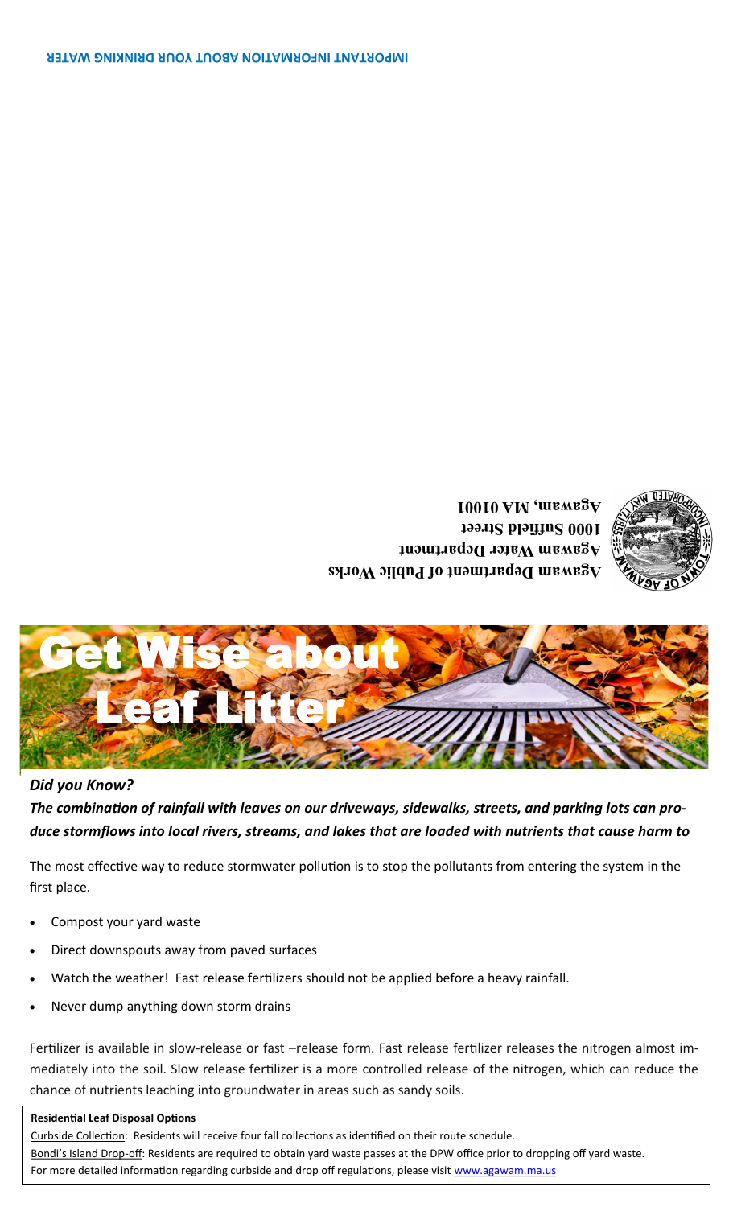IMPORTANT INFORMATION ABOUT YOUR DRINKING WATER

Agawam Department of Public Works
Agawam Water Department
1000 Suffield Street
Agawam, MA 01001

# Get Wise about Leaf Litter

***Did you Know?***

***The combination of rainfall with leaves on our driveways, sidewalks, streets, and parking lots can produce stormflows into local rivers, streams, and lakes that are loaded with nutrients that cause harm to***

The most effective way to reduce stormwater pollution is to stop the pollutants from entering the system in the first place.

- Compost your yard waste
- Direct downspouts away from paved surfaces
- Watch the weather! Fast release fertilizers should not be applied before a heavy rainfall.
- Never dump anything down storm drains

Fertilizer is available in slow-release or fast –release form. Fast release fertilizer releases the nitrogen almost immediately into the soil. Slow release fertilizer is a more controlled release of the nitrogen, which can reduce the chance of nutrients leaching into groundwater in areas such as sandy soils.

**Residential Leaf Disposal Options**

Curbside Collection: Residents will receive four fall collections as identified on their route schedule.

Bondi's Island Drop-off: Residents are required to obtain yard waste passes at the DPW office prior to dropping off yard waste.

For more detailed information regarding curbside and drop off regulations, please visit www.agawam.ma.us